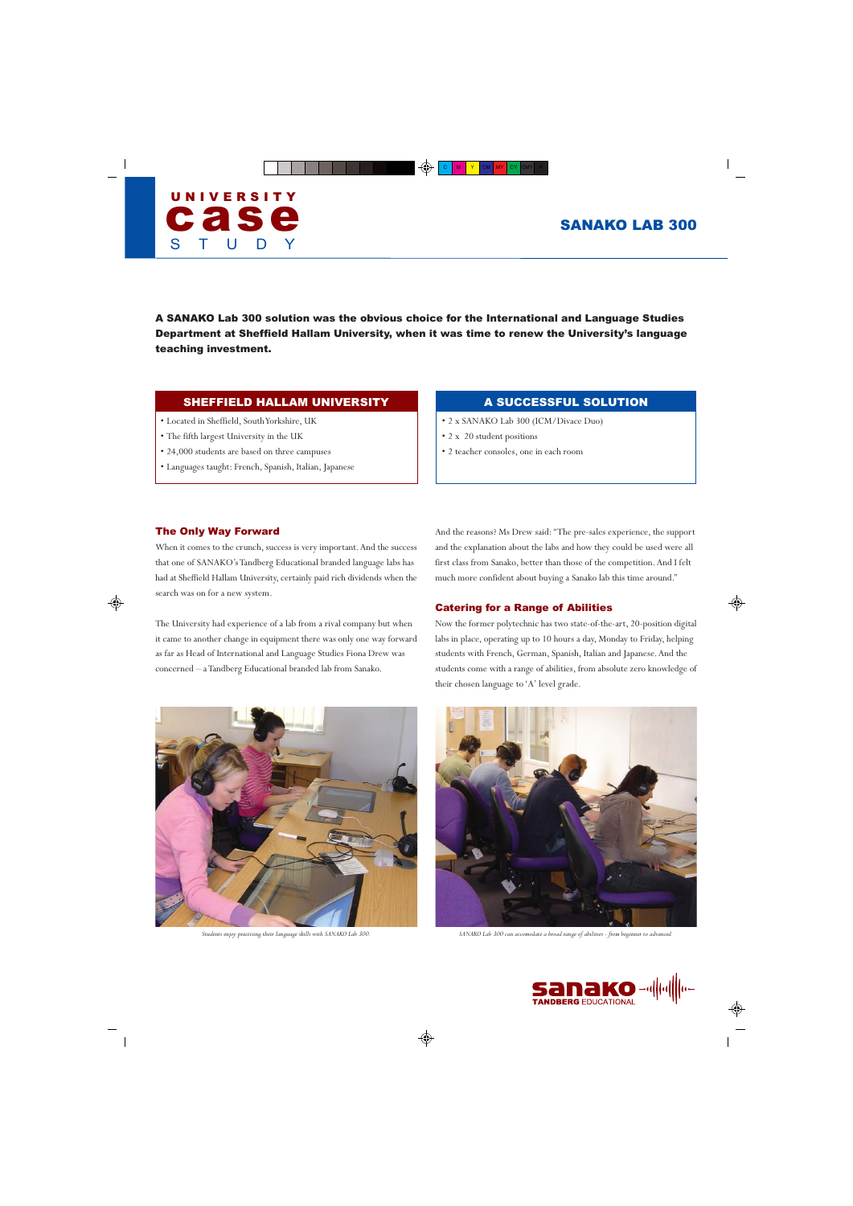# UNIVERSITY case STUDY

## SANAKO LAB 300

**A SANAKO Lab 300 solution was the obvious choice for the International and Language Studies Department at Sheffield Hallam University, when it was time to renew the University's language teaching investment.**

### SHEFFIELD HALLAM UNIVERSITY

- Located in Sheffield, South Yorkshire, UK
- The fifth largest University in the UK
- 24,000 students are based on three campuses
- Languages taught: French, Spanish, Italian, Japanese

### A SUCCESSFUL SOLUTION

- 2 x SANAKO Lab 300 (ICM/Divace Duo)
- 2 x 20 student positions
- 2 teacher consoles, one in each room

### The Only Way Forward

When it comes to the crunch, success is very important. And the success that one of SANAKO's Tandberg Educational branded language labs has had at Sheffield Hallam University, certainly paid rich dividends when the search was on for a new system.

The University had experience of a lab from a rival company but when it came to another change in equipment there was only one way forward as far as Head of International and Language Studies Fiona Drew was concerned – a Tandberg Educational branded lab from Sanako.

And the reasons? Ms Drew said: "The pre-sales experience, the support and the explanation about the labs and how they could be used were all first class from Sanako, better than those of the competition. And I felt much more confident about buying a Sanako lab this time around."

### Catering for a Range of Abilities

Now the former polytechnic has two state-of-the-art, 20-position digital labs in place, operating up to 10 hours a day, Monday to Friday, helping students with French, German, Spanish, Italian and Japanese. And the students come with a range of abilities, from absolute zero knowledge of their chosen language to 'A' level grade.

*Students enjoy practising their language skills with SANAKO Lab 300.*

*SANAKO Lab 300 can accomodate a broad range of abilities - from beginner to advanced.*

sanako TANDBERG EDUCATIONAL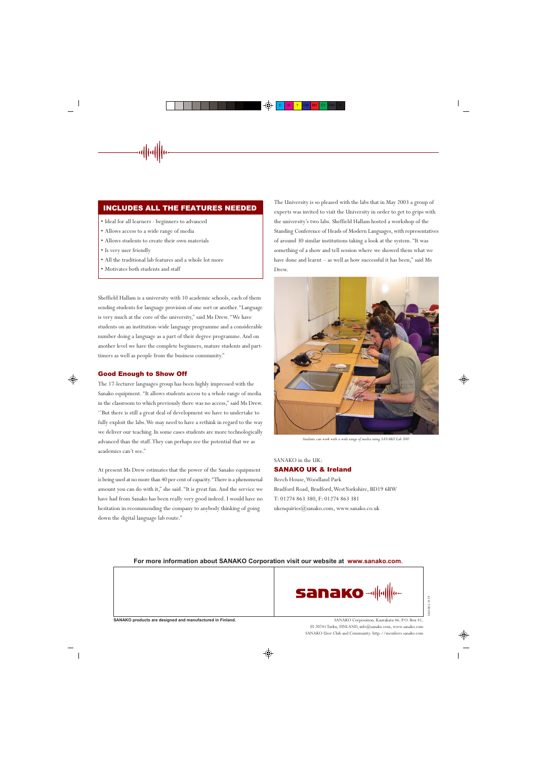## INCLUDES ALL THE FEATURES NEEDED

- Ideal for all learners - beginners to advanced
- Allows access to a wide range of media
- Allows students to create their own materials
- Is very user friendly
- All the traditional lab features and a whole lot more
- Motivates both students and staff

Sheffield Hallam is a university with 10 academic schools, each of them sending students for language provision of one sort or another. "Language is very much at the core of the university," said Ms Drew. "We have students on an institution-wide language programme and a considerable number doing a language as a part of their degree programme. And on another level we have the complete beginners, mature students and part-timers as well as people from the business community."

### Good Enough to Show Off

The 17-lecturer languages group has been highly impressed with the Sanako equipment. "It allows students access to a whole range of media in the classroom to which previously there was no access," said Ms Drew. "But there is still a great deal of development we have to undertake to fully exploit the labs. We may need to have a rethink in regard to the way we deliver our teaching. In some cases students are more technologically advanced than the staff. They can perhaps see the potential that we as academics can't see."

At present Ms Drew estimates that the power of the Sanako equipment is being used at no more than 40 per cent of capacity. "There is a phenomenal amount you can do with it," she said. "It is great fun. And the service we have had from Sanako has been really very good indeed. I would have no hesitation in recommending the company to anybody thinking of going down the digital language lab route."

The University is so pleased with the labs that in May 2003 a group of experts was invited to visit the University in order to get to grips with the university's two labs. Sheffield Hallam hosted a workshop of the Standing Conference of Heads of Modern Languages, with representatives of around 30 similar institutions taking a look at the system. "It was something of a show and tell session where we showed them what we have done and learnt – as well as how successful it has been," said Ms Drew.

*Students can work with a wide range of media using SANAKO Lab 300.*

SANAKO in the UK:

### SANAKO UK & Ireland

Beech House, Woodland Park
Bradford Road, Bradford, West Yorkshire, BD19 6BW
T: 01274 863 380, F: 01274 863 381
ukenquiries@sanako.com, www.sanako.co.uk

**For more information about SANAKO Corporation visit our website at www.sanako.com.**

**SANAKO products are designed and manufactured in Finland.**

SANAKO Corporation, Kaurakatu 46, P.O. Box 41,
FI-20741 Turku, FINLAND, info@sanako.com, www.sanako.com
SANAKO User Club and Community: http://members.sanako.com

1861065-4119